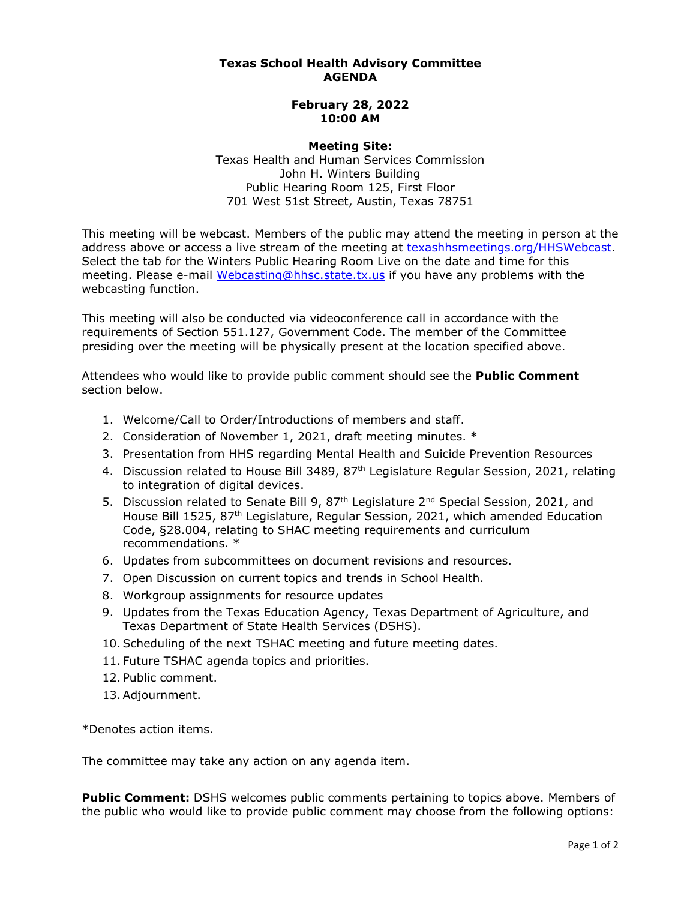# Texas School Health Advisory Committee
# AGENDA

**February 28, 2022**
**10:00 AM**

**Meeting Site:**
Texas Health and Human Services Commission
John H. Winters Building
Public Hearing Room 125, First Floor
701 West 51st Street, Austin, Texas 78751

This meeting will be webcast. Members of the public may attend the meeting in person at the address above or access a live stream of the meeting at [texashhsmeetings.org/HHSWebcast](texashhsmeetings.org/HHSWebcast). Select the tab for the Winters Public Hearing Room Live on the date and time for this meeting. Please e-mail [Webcasting@hhsc.state.tx.us](mailto:Webcasting@hhsc.state.tx.us) if you have any problems with the webcasting function.

This meeting will also be conducted via videoconference call in accordance with the requirements of Section 551.127, Government Code. The member of the Committee presiding over the meeting will be physically present at the location specified above.

Attendees who would like to provide public comment should see the **Public Comment** section below.

1. Welcome/Call to Order/Introductions of members and staff.
2. Consideration of November 1, 2021, draft meeting minutes. *
3. Presentation from HHS regarding Mental Health and Suicide Prevention Resources
4. Discussion related to House Bill 3489, 87th Legislature Regular Session, 2021, relating to integration of digital devices.
5. Discussion related to Senate Bill 9, 87th Legislature 2nd Special Session, 2021, and House Bill 1525, 87th Legislature, Regular Session, 2021, which amended Education Code, §28.004, relating to SHAC meeting requirements and curriculum recommendations. *
6. Updates from subcommittees on document revisions and resources.
7. Open Discussion on current topics and trends in School Health.
8. Workgroup assignments for resource updates
9. Updates from the Texas Education Agency, Texas Department of Agriculture, and Texas Department of State Health Services (DSHS).
10. Scheduling of the next TSHAC meeting and future meeting dates.
11. Future TSHAC agenda topics and priorities.
12. Public comment.
13. Adjournment.

*Denotes action items.

The committee may take any action on any agenda item.

**Public Comment:** DSHS welcomes public comments pertaining to topics above. Members of the public who would like to provide public comment may choose from the following options: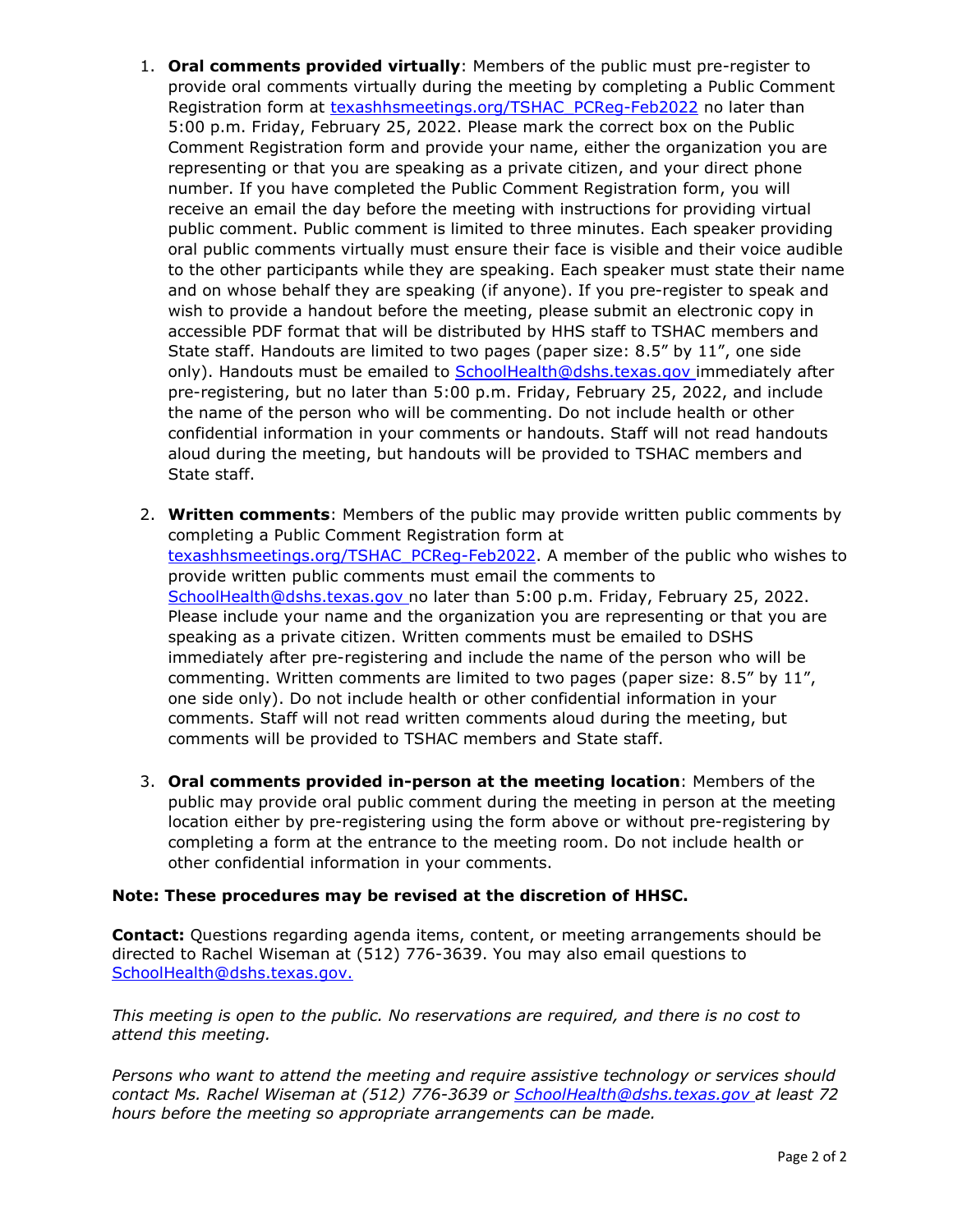1. **Oral comments provided virtually**: Members of the public must pre-register to provide oral comments virtually during the meeting by completing a Public Comment Registration form at texashhsmeetings.org/TSHAC_PCReg-Feb2022 no later than 5:00 p.m. Friday, February 25, 2022. Please mark the correct box on the Public Comment Registration form and provide your name, either the organization you are representing or that you are speaking as a private citizen, and your direct phone number. If you have completed the Public Comment Registration form, you will receive an email the day before the meeting with instructions for providing virtual public comment. Public comment is limited to three minutes. Each speaker providing oral public comments virtually must ensure their face is visible and their voice audible to the other participants while they are speaking. Each speaker must state their name and on whose behalf they are speaking (if anyone). If you pre-register to speak and wish to provide a handout before the meeting, please submit an electronic copy in accessible PDF format that will be distributed by HHS staff to TSHAC members and State staff. Handouts are limited to two pages (paper size: 8.5" by 11", one side only). Handouts must be emailed to SchoolHealth@dshs.texas.gov immediately after pre-registering, but no later than 5:00 p.m. Friday, February 25, 2022, and include the name of the person who will be commenting. Do not include health or other confidential information in your comments or handouts. Staff will not read handouts aloud during the meeting, but handouts will be provided to TSHAC members and State staff.

2. **Written comments**: Members of the public may provide written public comments by completing a Public Comment Registration form at texashhsmeetings.org/TSHAC_PCReg-Feb2022. A member of the public who wishes to provide written public comments must email the comments to SchoolHealth@dshs.texas.gov no later than 5:00 p.m. Friday, February 25, 2022. Please include your name and the organization you are representing or that you are speaking as a private citizen. Written comments must be emailed to DSHS immediately after pre-registering and include the name of the person who will be commenting. Written comments are limited to two pages (paper size: 8.5" by 11", one side only). Do not include health or other confidential information in your comments. Staff will not read written comments aloud during the meeting, but comments will be provided to TSHAC members and State staff.

3. **Oral comments provided in-person at the meeting location**: Members of the public may provide oral public comment during the meeting in person at the meeting location either by pre-registering using the form above or without pre-registering by completing a form at the entrance to the meeting room. Do not include health or other confidential information in your comments.

**Note: These procedures may be revised at the discretion of HHSC.**

**Contact:** Questions regarding agenda items, content, or meeting arrangements should be directed to Rachel Wiseman at (512) 776-3639. You may also email questions to SchoolHealth@dshs.texas.gov.

*This meeting is open to the public. No reservations are required, and there is no cost to attend this meeting.*

*Persons who want to attend the meeting and require assistive technology or services should contact Ms. Rachel Wiseman at (512) 776-3639 or SchoolHealth@dshs.texas.gov at least 72 hours before the meeting so appropriate arrangements can be made.*